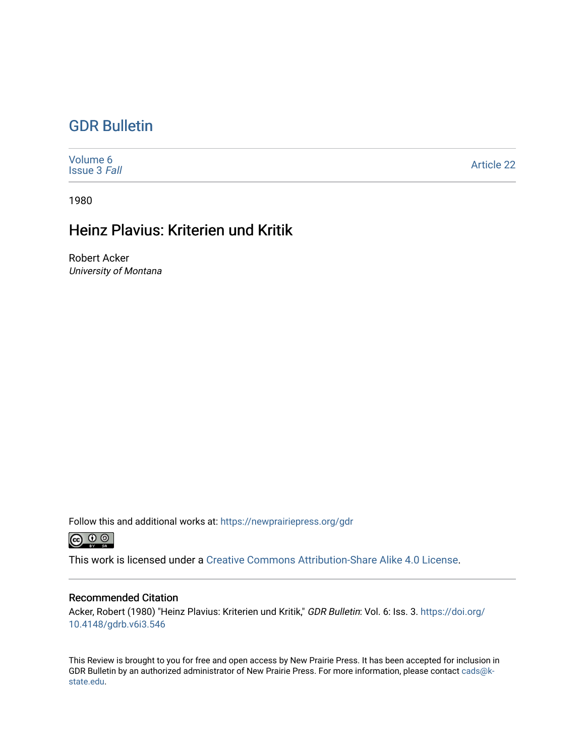# GDR Bulletin

Volume 6
Issue 3 *Fall*

Article 22

1980

## Heinz Plavius: Kriterien und Kritik

Robert Acker
*University of Montana*

Follow this and additional works at: https://newprairiepress.org/gdr

This work is licensed under a Creative Commons Attribution-Share Alike 4.0 License.

### Recommended Citation

Acker, Robert (1980) "Heinz Plavius: Kriterien und Kritik," *GDR Bulletin*: Vol. 6: Iss. 3. https://doi.org/10.4148/gdrb.v6i3.546

This Review is brought to you for free and open access by New Prairie Press. It has been accepted for inclusion in GDR Bulletin by an authorized administrator of New Prairie Press. For more information, please contact cads@k-state.edu.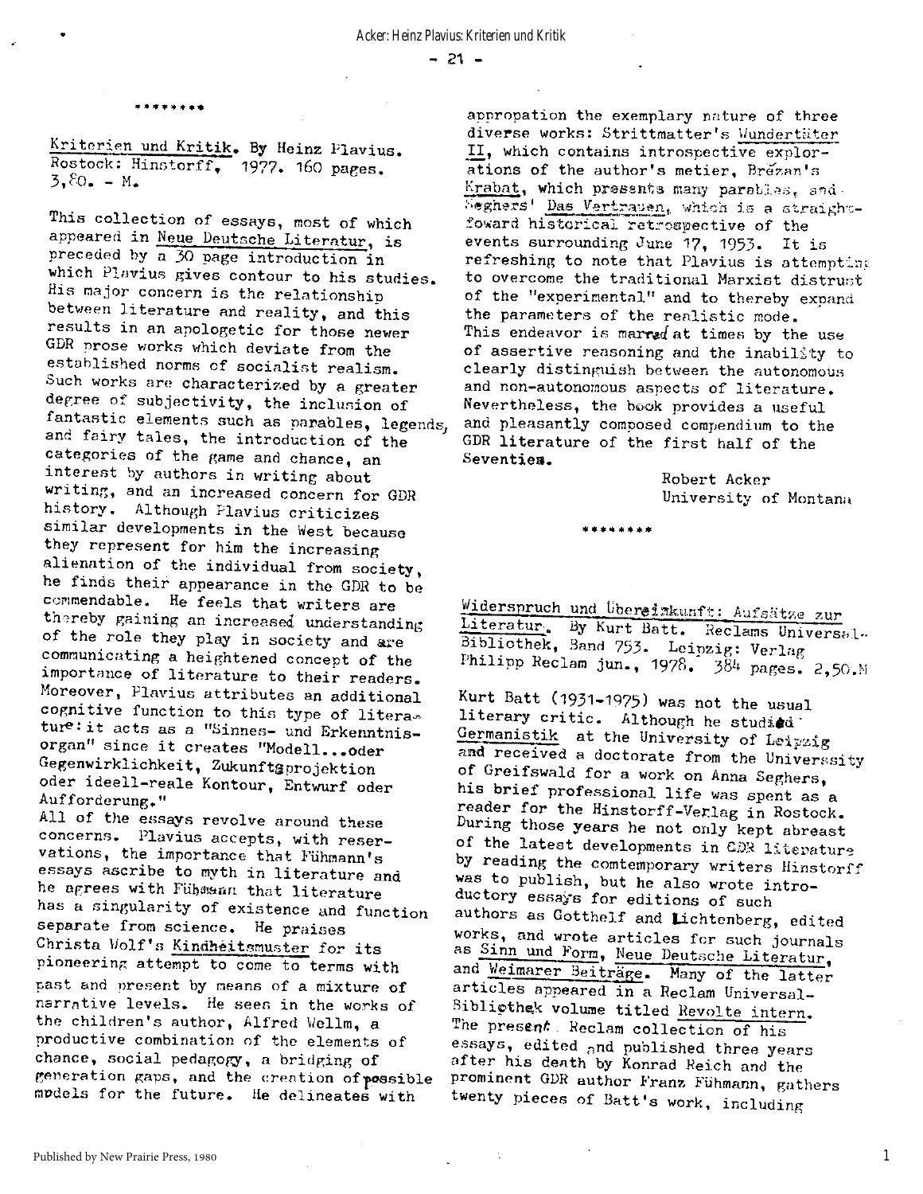********

Kriterien und Kritik. By Heinz Plavius. Rostock: Hinstorff, 1977. 160 pages. 3,80. - M.

This collection of essays, most of which appeared in Neue Deutsche Literatur, is preceded by a 30 page introduction in which Plavius gives contour to his studies. His major concern is the relationship between literature and reality, and this results in an apologetic for those newer GDR prose works which deviate from the established norms of socialist realism. Such works are characterized by a greater degree of subjectivity, the inclusion of fantastic elements such as parables, legends, and fairy tales, the introduction of the categories of the game and chance, an interest by authors in writing about writing, and an increased concern for GDR history. Although Plavius criticizes similar developments in the West because they represent for him the increasing alienation of the individual from society, he finds their appearance in the GDR to be commendable. He feels that writers are thereby gaining an increased understanding of the role they play in society and are communicating a heightened concept of the importance of literature to their readers. Moreover, Plavius attributes an additional cognitive function to this type of literature: it acts as a "Sinnes- und Erkenntnisorgan" since it creates "Modell...oder Gegenwirklichkeit, Zukunftsprojektion oder ideell-reale Kontour, Entwurf oder Aufforderung."

All of the essays revolve around these concerns. Plavius accepts, with reservations, the importance that Fühmann's essays ascribe to myth in literature and he agrees with Fühmann that literature has a singularity of existence and function separate from science. He praises Christa Wolf's Kindheitsmuster for its pioneering attempt to come to terms with past and present by means of a mixture of narrative levels. He sees in the works of the children's author, Alfred Wellm, a productive combination of the elements of chance, social pedagogy, a bridging of generation gaps, and the creation of possible models for the future. He delineates with approbation the exemplary nature of three diverse works: Strittmatter's Wundertäter II, which contains introspective explorations of the author's metier, Brězan's Krabat, which presents many parables, and Seghers' Das Vertrauen, which is a straightfoward historical retrospective of the events surrounding June 17, 1953. It is refreshing to note that Plavius is attempting to overcome the traditional Marxist distrust of the "experimental" and to thereby expand the parameters of the realistic mode. This endeavor is marred at times by the use of assertive reasoning and the inability to clearly distinguish between the autonomous and non-autonomous aspects of literature. Nevertheless, the book provides a useful and pleasantly composed compendium to the GDR literature of the first half of the Seventies.

Robert Acker
University of Montana

********

Widerspruch und Übereinkunft: Aufsätze zur Literatur. By Kurt Batt. Reclams Universal-Bibliothek, Band 753. Leipzig: Verlag Philipp Reclam jun., 1978. 384 pages. 2,50.M

Kurt Batt (1931-1975) was not the usual literary critic. Although he studied Germanistik at the University of Leipzig and received a doctorate from the University of Greifswald for a work on Anna Seghers, his brief professional life was spent as a reader for the Hinstorff-Verlag in Rostock. During those years he not only kept abreast of the latest developments in GDR literature by reading the comtemporary writers Hinstorff was to publish, but he also wrote introductory essays for editions of such authors as Gotthelf and Lichtenberg, edited works, and wrote articles for such journals as Sinn und Form, Neue Deutsche Literatur, and Weimarer Beiträge. Many of the latter articles appeared in a Reclam Universal-Bibliothek volume titled Revolte intern. The present Reclam collection of his essays, edited and published three years after his death by Konrad Reich and the prominent GDR author Franz Fühmann, gathers twenty pieces of Batt's work, including